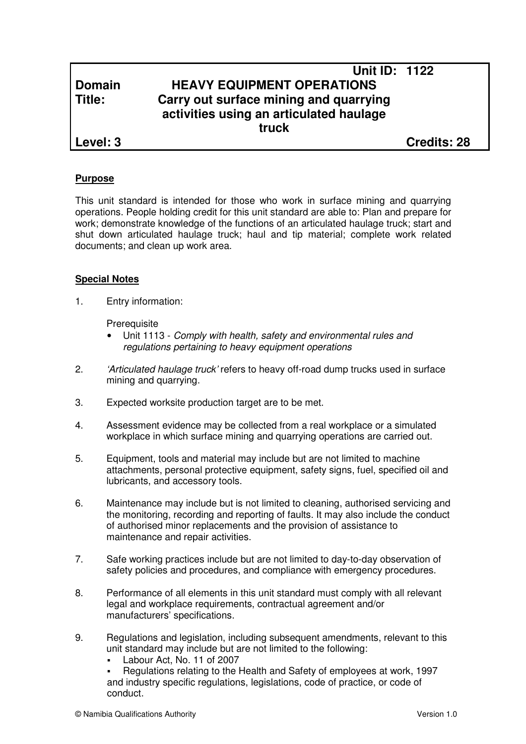| | | |
|---|---|---|
| | | **Unit ID: 1122** |
| **Domain** | **HEAVY EQUIPMENT OPERATIONS** | |
| **Title:** | **Carry out surface mining and quarrying activities using an articulated haulage truck** | |
| **Level: 3** | | **Credits: 28** |

**Purpose**

This unit standard is intended for those who work in surface mining and quarrying operations. People holding credit for this unit standard are able to: Plan and prepare for work; demonstrate knowledge of the functions of an articulated haulage truck; start and shut down articulated haulage truck; haul and tip material; complete work related documents; and clean up work area.

**Special Notes**

1. Entry information:

   Prerequisite
   - Unit 1113 - *Comply with health, safety and environmental rules and regulations pertaining to heavy equipment operations*

2. *'Articulated haulage truck'* refers to heavy off-road dump trucks used in surface mining and quarrying.

3. Expected worksite production target are to be met.

4. Assessment evidence may be collected from a real workplace or a simulated workplace in which surface mining and quarrying operations are carried out.

5. Equipment, tools and material may include but are not limited to machine attachments, personal protective equipment, safety signs, fuel, specified oil and lubricants, and accessory tools.

6. Maintenance may include but is not limited to cleaning, authorised servicing and the monitoring, recording and reporting of faults. It may also include the conduct of authorised minor replacements and the provision of assistance to maintenance and repair activities.

7. Safe working practices include but are not limited to day-to-day observation of safety policies and procedures, and compliance with emergency procedures.

8. Performance of all elements in this unit standard must comply with all relevant legal and workplace requirements, contractual agreement and/or manufacturers' specifications.

9. Regulations and legislation, including subsequent amendments, relevant to this unit standard may include but are not limited to the following:
   - Labour Act, No. 11 of 2007
   - Regulations relating to the Health and Safety of employees at work, 1997

   and industry specific regulations, legislations, code of practice, or code of conduct.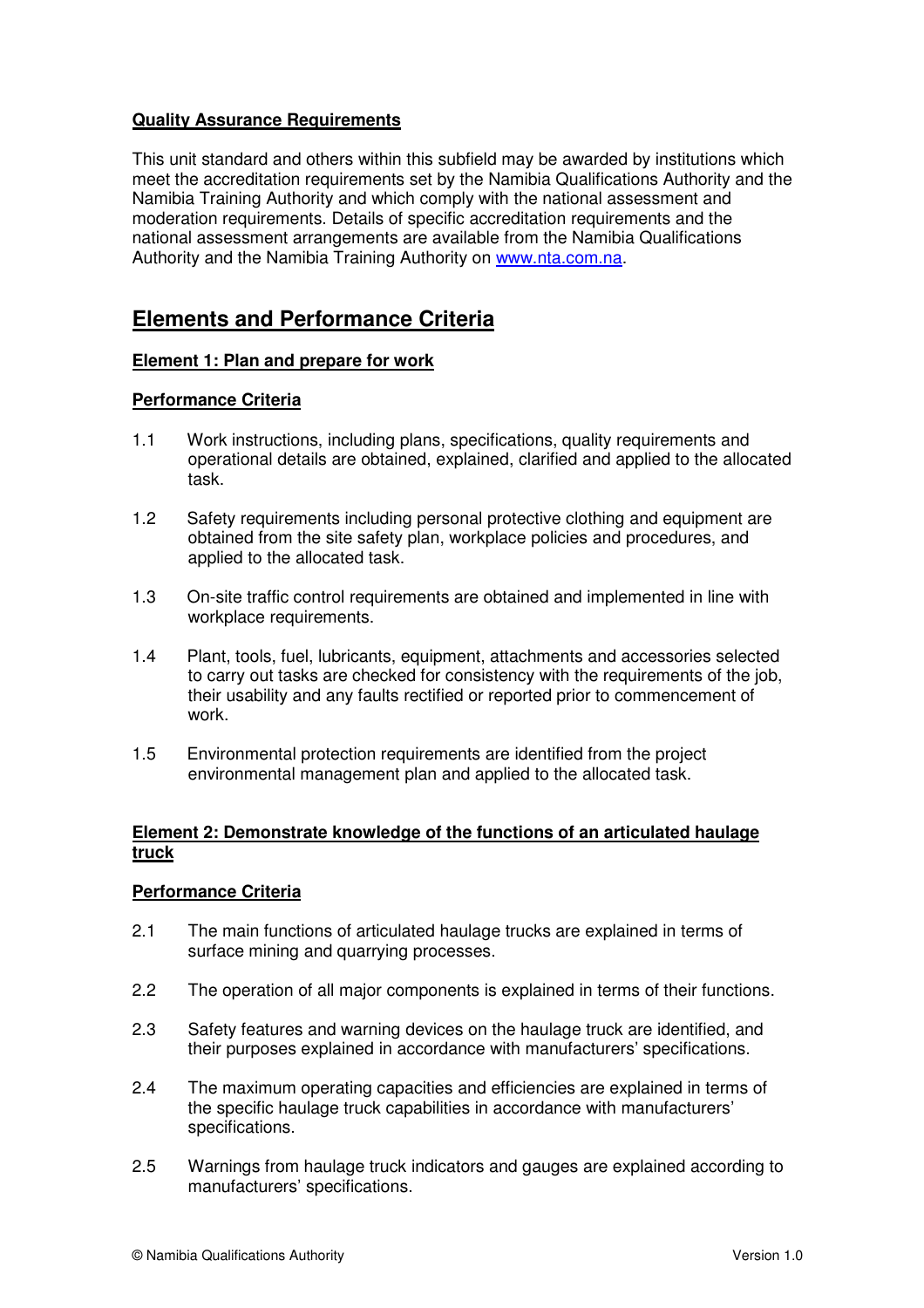**Quality Assurance Requirements**

This unit standard and others within this subfield may be awarded by institutions which meet the accreditation requirements set by the Namibia Qualifications Authority and the Namibia Training Authority and which comply with the national assessment and moderation requirements. Details of specific accreditation requirements and the national assessment arrangements are available from the Namibia Qualifications Authority and the Namibia Training Authority on www.nta.com.na.

# Elements and Performance Criteria

## Element 1: Plan and prepare for work

### Performance Criteria

1.1 Work instructions, including plans, specifications, quality requirements and operational details are obtained, explained, clarified and applied to the allocated task.

1.2 Safety requirements including personal protective clothing and equipment are obtained from the site safety plan, workplace policies and procedures, and applied to the allocated task.

1.3 On-site traffic control requirements are obtained and implemented in line with workplace requirements.

1.4 Plant, tools, fuel, lubricants, equipment, attachments and accessories selected to carry out tasks are checked for consistency with the requirements of the job, their usability and any faults rectified or reported prior to commencement of work.

1.5 Environmental protection requirements are identified from the project environmental management plan and applied to the allocated task.

## Element 2: Demonstrate knowledge of the functions of an articulated haulage truck

### Performance Criteria

2.1 The main functions of articulated haulage trucks are explained in terms of surface mining and quarrying processes.

2.2 The operation of all major components is explained in terms of their functions.

2.3 Safety features and warning devices on the haulage truck are identified, and their purposes explained in accordance with manufacturers' specifications.

2.4 The maximum operating capacities and efficiencies are explained in terms of the specific haulage truck capabilities in accordance with manufacturers' specifications.

2.5 Warnings from haulage truck indicators and gauges are explained according to manufacturers' specifications.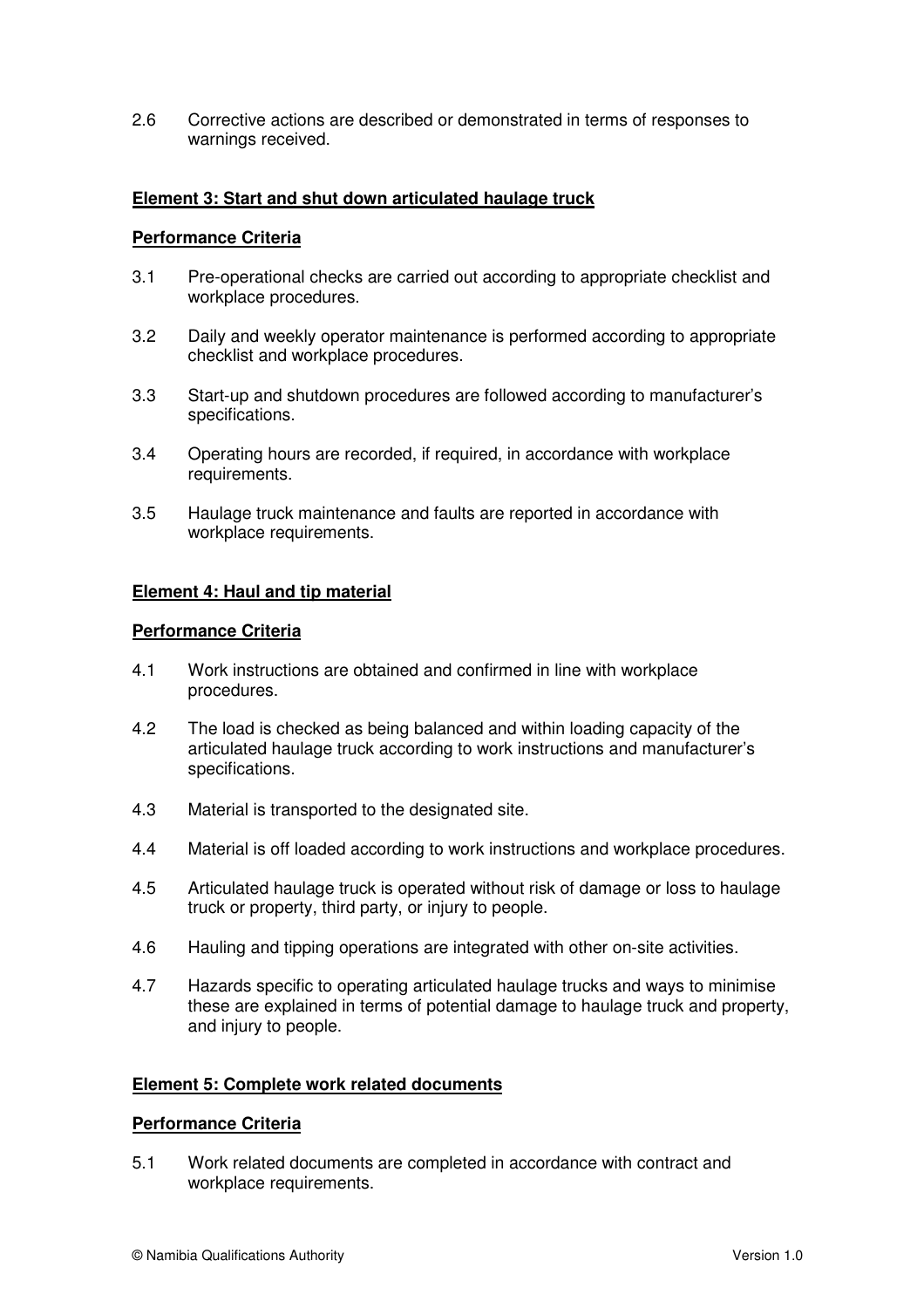2.6 Corrective actions are described or demonstrated in terms of responses to warnings received.

**Element 3: Start and shut down articulated haulage truck**

**Performance Criteria**

3.1 Pre-operational checks are carried out according to appropriate checklist and workplace procedures.

3.2 Daily and weekly operator maintenance is performed according to appropriate checklist and workplace procedures.

3.3 Start-up and shutdown procedures are followed according to manufacturer's specifications.

3.4 Operating hours are recorded, if required, in accordance with workplace requirements.

3.5 Haulage truck maintenance and faults are reported in accordance with workplace requirements.

**Element 4: Haul and tip material**

**Performance Criteria**

4.1 Work instructions are obtained and confirmed in line with workplace procedures.

4.2 The load is checked as being balanced and within loading capacity of the articulated haulage truck according to work instructions and manufacturer's specifications.

4.3 Material is transported to the designated site.

4.4 Material is off loaded according to work instructions and workplace procedures.

4.5 Articulated haulage truck is operated without risk of damage or loss to haulage truck or property, third party, or injury to people.

4.6 Hauling and tipping operations are integrated with other on-site activities.

4.7 Hazards specific to operating articulated haulage trucks and ways to minimise these are explained in terms of potential damage to haulage truck and property, and injury to people.

**Element 5: Complete work related documents**

**Performance Criteria**

5.1 Work related documents are completed in accordance with contract and workplace requirements.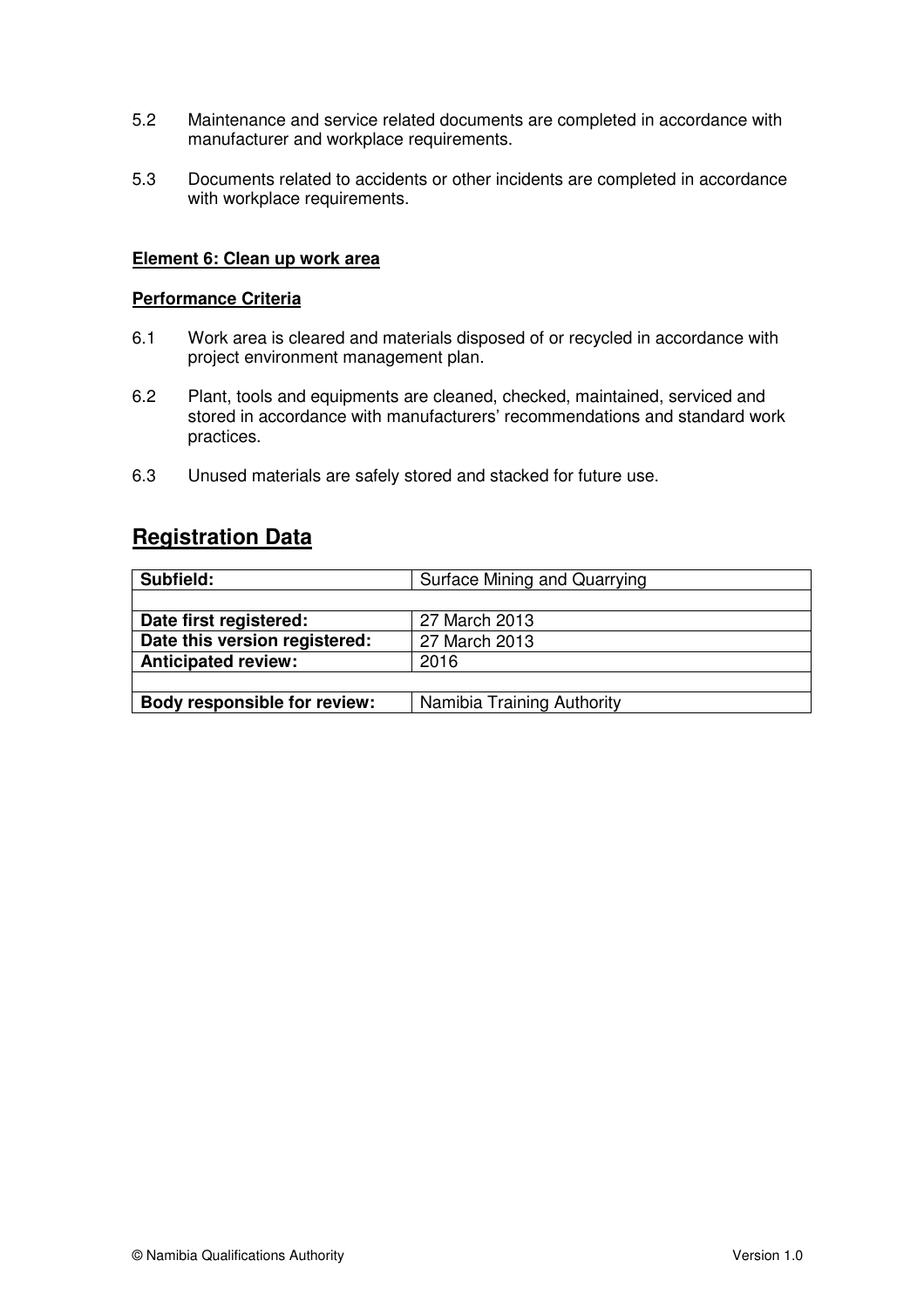5.2 Maintenance and service related documents are completed in accordance with manufacturer and workplace requirements.

5.3 Documents related to accidents or other incidents are completed in accordance with workplace requirements.

**Element 6: Clean up work area**

**Performance Criteria**

6.1 Work area is cleared and materials disposed of or recycled in accordance with project environment management plan.

6.2 Plant, tools and equipments are cleaned, checked, maintained, serviced and stored in accordance with manufacturers' recommendations and standard work practices.

6.3 Unused materials are safely stored and stacked for future use.

## Registration Data

| | |
|---|---|
| **Subfield:** | Surface Mining and Quarrying |
| | |
| **Date first registered:** | 27 March 2013 |
| **Date this version registered:** | 27 March 2013 |
| **Anticipated review:** | 2016 |
| | |
| **Body responsible for review:** | Namibia Training Authority |